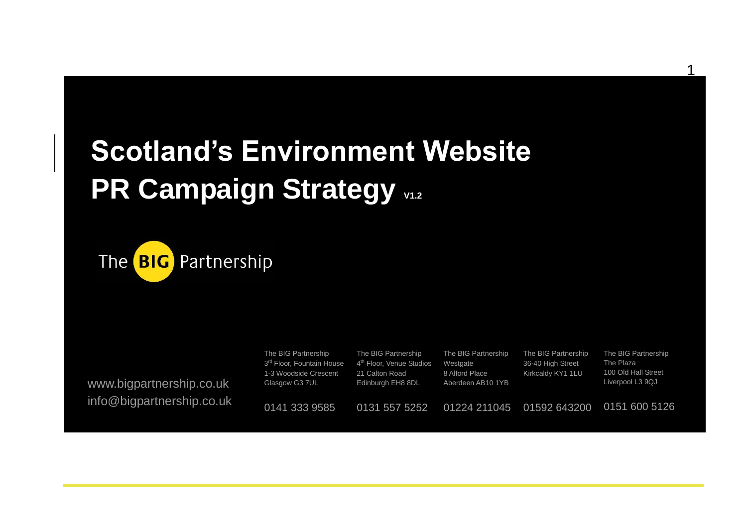# Scotland's Environment Website

# PR Campaign Strategy V1.2

The BIG Partnership

www.bigpartnership.co.uk
info@bigpartnership.co.uk

The BIG Partnership
3rd Floor, Fountain House
1-3 Woodside Crescent
Glasgow G3 7UL

0141 333 9585

The BIG Partnership
4th Floor, Venue Studios
21 Calton Road
Edinburgh EH8 8DL

0131 557 5252

The BIG Partnership
Westgate
8 Alford Place
Aberdeen AB10 1YB

01224 211045

The BIG Partnership
36-40 High Street
Kirkcaldy KY1 1LU

01592 643200

The BIG Partnership
The Plaza
100 Old Hall Street
Liverpool L3 9QJ

0151 600 5126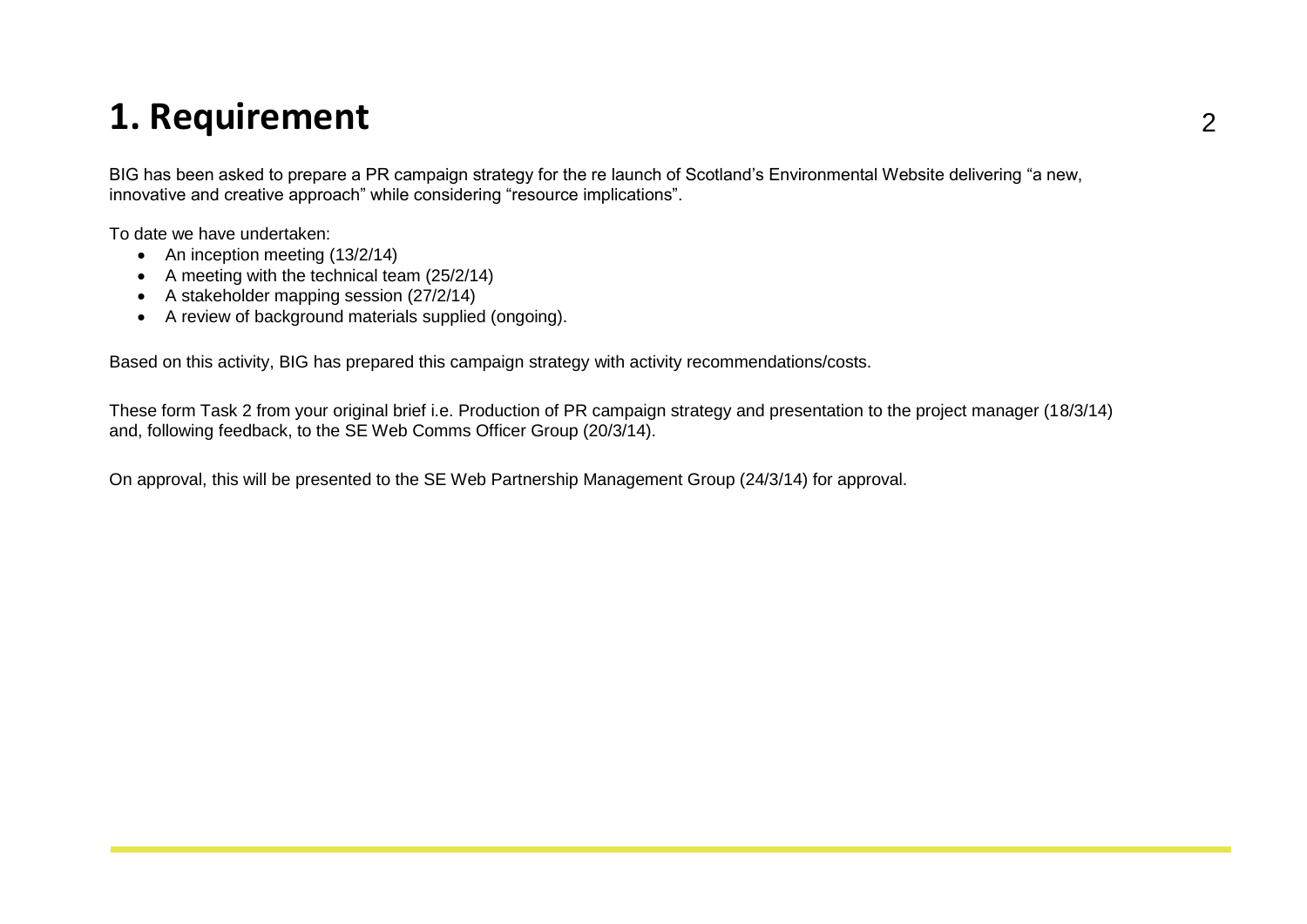# 1. Requirement

BIG has been asked to prepare a PR campaign strategy for the re launch of Scotland's Environmental Website delivering "a new, innovative and creative approach" while considering "resource implications".

To date we have undertaken:

- An inception meeting (13/2/14)
- A meeting with the technical team (25/2/14)
- A stakeholder mapping session (27/2/14)
- A review of background materials supplied (ongoing).

Based on this activity, BIG has prepared this campaign strategy with activity recommendations/costs.

These form Task 2 from your original brief i.e. Production of PR campaign strategy and presentation to the project manager (18/3/14) and, following feedback, to the SE Web Comms Officer Group (20/3/14).

On approval, this will be presented to the SE Web Partnership Management Group (24/3/14) for approval.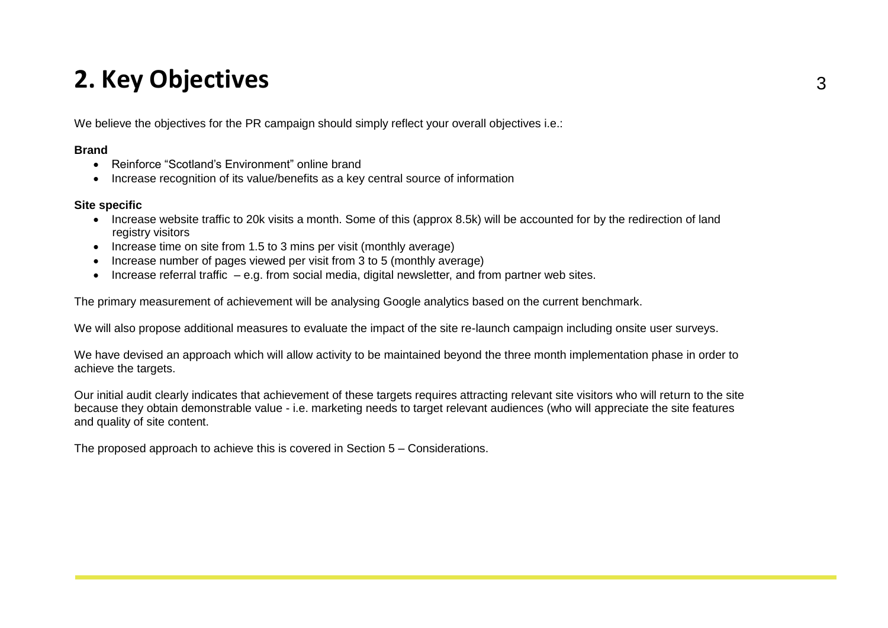# 2. Key Objectives

We believe the objectives for the PR campaign should simply reflect your overall objectives i.e.:

**Brand**

- Reinforce "Scotland's Environment" online brand
- Increase recognition of its value/benefits as a key central source of information

**Site specific**

- Increase website traffic to 20k visits a month. Some of this (approx 8.5k) will be accounted for by the redirection of land registry visitors
- Increase time on site from 1.5 to 3 mins per visit (monthly average)
- Increase number of pages viewed per visit from 3 to 5 (monthly average)
- Increase referral traffic – e.g. from social media, digital newsletter, and from partner web sites.

The primary measurement of achievement will be analysing Google analytics based on the current benchmark.

We will also propose additional measures to evaluate the impact of the site re-launch campaign including onsite user surveys.

We have devised an approach which will allow activity to be maintained beyond the three month implementation phase in order to achieve the targets.

Our initial audit clearly indicates that achievement of these targets requires attracting relevant site visitors who will return to the site because they obtain demonstrable value - i.e. marketing needs to target relevant audiences (who will appreciate the site features and quality of site content.

The proposed approach to achieve this is covered in Section 5 – Considerations.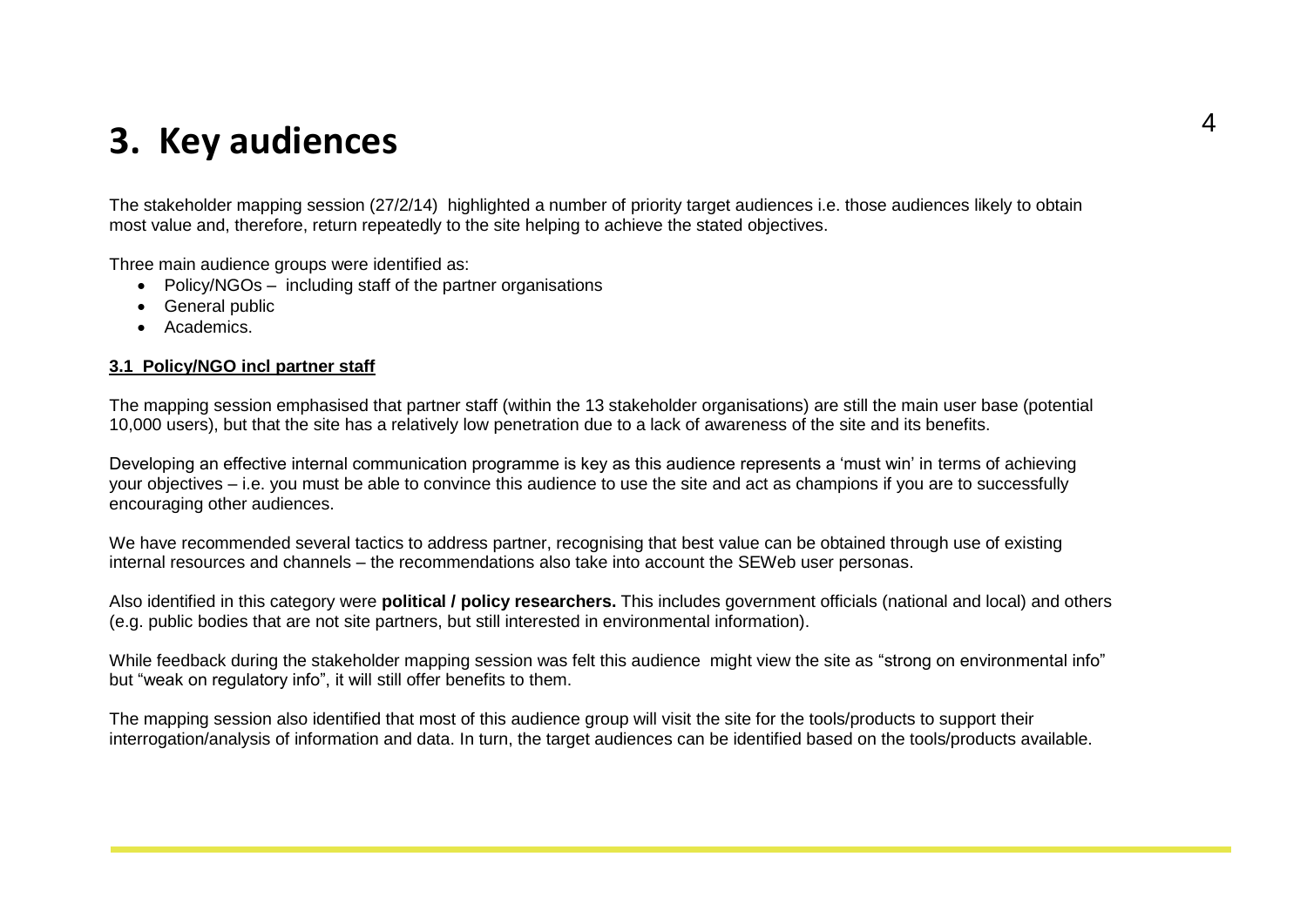# 3. Key audiences

The stakeholder mapping session (27/2/14) highlighted a number of priority target audiences i.e. those audiences likely to obtain most value and, therefore, return repeatedly to the site helping to achieve the stated objectives.

Three main audience groups were identified as:

- Policy/NGOs – including staff of the partner organisations
- General public
- Academics.

**3.1 Policy/NGO incl partner staff**

The mapping session emphasised that partner staff (within the 13 stakeholder organisations) are still the main user base (potential 10,000 users), but that the site has a relatively low penetration due to a lack of awareness of the site and its benefits.

Developing an effective internal communication programme is key as this audience represents a 'must win' in terms of achieving your objectives – i.e. you must be able to convince this audience to use the site and act as champions if you are to successfully encouraging other audiences.

We have recommended several tactics to address partner, recognising that best value can be obtained through use of existing internal resources and channels – the recommendations also take into account the SEWeb user personas.

Also identified in this category were **political / policy researchers.** This includes government officials (national and local) and others (e.g. public bodies that are not site partners, but still interested in environmental information).

While feedback during the stakeholder mapping session was felt this audience might view the site as "strong on environmental info" but "weak on regulatory info", it will still offer benefits to them.

The mapping session also identified that most of this audience group will visit the site for the tools/products to support their interrogation/analysis of information and data. In turn, the target audiences can be identified based on the tools/products available.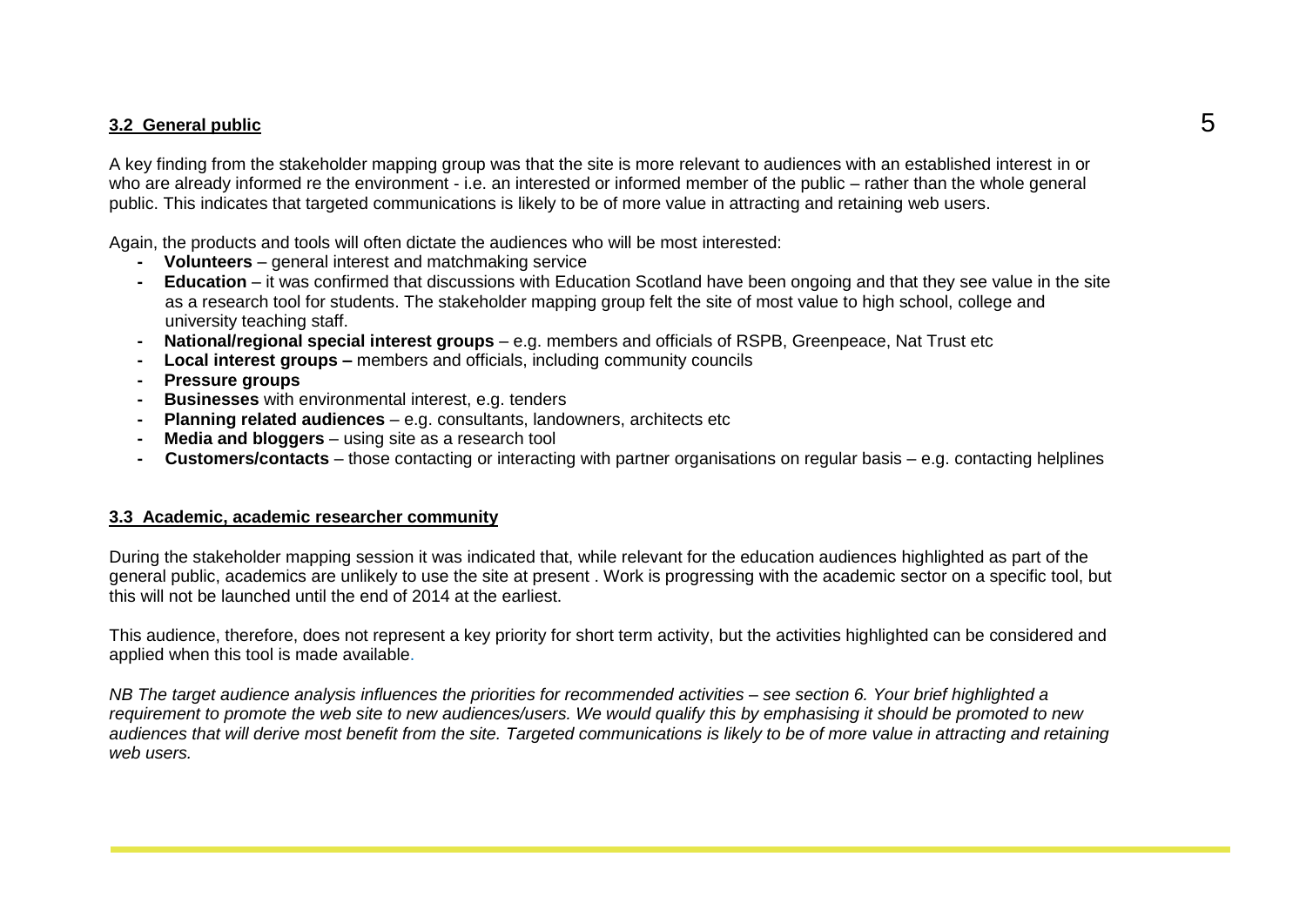### 3.2 General public

A key finding from the stakeholder mapping group was that the site is more relevant to audiences with an established interest in or who are already informed re the environment - i.e. an interested or informed member of the public – rather than the whole general public. This indicates that targeted communications is likely to be of more value in attracting and retaining web users.

Again, the products and tools will often dictate the audiences who will be most interested:

- **Volunteers** – general interest and matchmaking service
- **Education** – it was confirmed that discussions with Education Scotland have been ongoing and that they see value in the site as a research tool for students. The stakeholder mapping group felt the site of most value to high school, college and university teaching staff.
- **National/regional special interest groups** – e.g. members and officials of RSPB, Greenpeace, Nat Trust etc
- **Local interest groups –** members and officials, including community councils
- **Pressure groups**
- **Businesses** with environmental interest, e.g. tenders
- **Planning related audiences** – e.g. consultants, landowners, architects etc
- **Media and bloggers** – using site as a research tool
- **Customers/contacts** – those contacting or interacting with partner organisations on regular basis – e.g. contacting helplines

### 3.3 Academic, academic researcher community

During the stakeholder mapping session it was indicated that, while relevant for the education audiences highlighted as part of the general public, academics are unlikely to use the site at present . Work is progressing with the academic sector on a specific tool, but this will not be launched until the end of 2014 at the earliest.

This audience, therefore, does not represent a key priority for short term activity, but the activities highlighted can be considered and applied when this tool is made available.

*NB The target audience analysis influences the priorities for recommended activities – see section 6. Your brief highlighted a requirement to promote the web site to new audiences/users. We would qualify this by emphasising it should be promoted to new audiences that will derive most benefit from the site. Targeted communications is likely to be of more value in attracting and retaining web users.*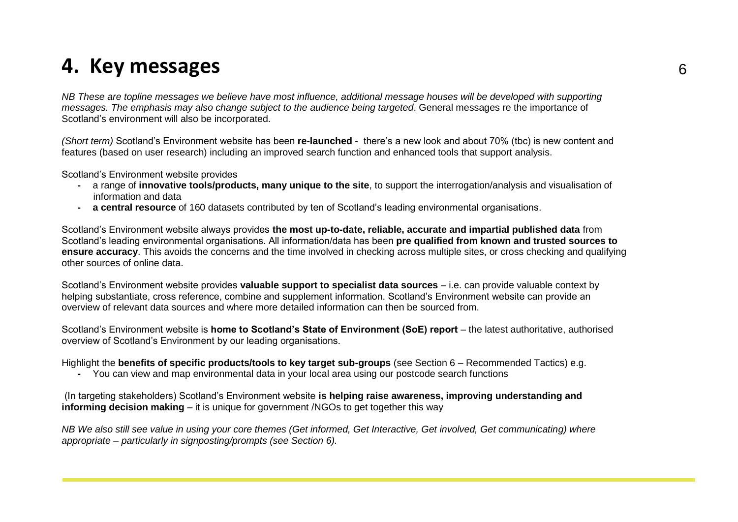# 4. Key messages

*NB These are topline messages we believe have most influence, additional message houses will be developed with supporting messages. The emphasis may also change subject to the audience being targeted*. General messages re the importance of Scotland's environment will also be incorporated.

*(Short term)* Scotland's Environment website has been **re-launched** - there's a new look and about 70% (tbc) is new content and features (based on user research) including an improved search function and enhanced tools that support analysis.

Scotland's Environment website provides

- a range of **innovative tools/products, many unique to the site**, to support the interrogation/analysis and visualisation of information and data
- **a central resource** of 160 datasets contributed by ten of Scotland's leading environmental organisations.

Scotland's Environment website always provides **the most up-to-date, reliable, accurate and impartial published data** from Scotland's leading environmental organisations. All information/data has been **pre qualified from known and trusted sources to ensure accuracy**. This avoids the concerns and the time involved in checking across multiple sites, or cross checking and qualifying other sources of online data.

Scotland's Environment website provides **valuable support to specialist data sources** – i.e. can provide valuable context by helping substantiate, cross reference, combine and supplement information. Scotland's Environment website can provide an overview of relevant data sources and where more detailed information can then be sourced from.

Scotland's Environment website is **home to Scotland's State of Environment (SoE) report** – the latest authoritative, authorised overview of Scotland's Environment by our leading organisations.

Highlight the **benefits of specific products/tools to key target sub-groups** (see Section 6 – Recommended Tactics) e.g.

- You can view and map environmental data in your local area using our postcode search functions

(In targeting stakeholders) Scotland's Environment website **is helping raise awareness, improving understanding and informing decision making** – it is unique for government /NGOs to get together this way

*NB We also still see value in using your core themes (Get informed, Get Interactive, Get involved, Get communicating) where appropriate – particularly in signposting/prompts (see Section 6).*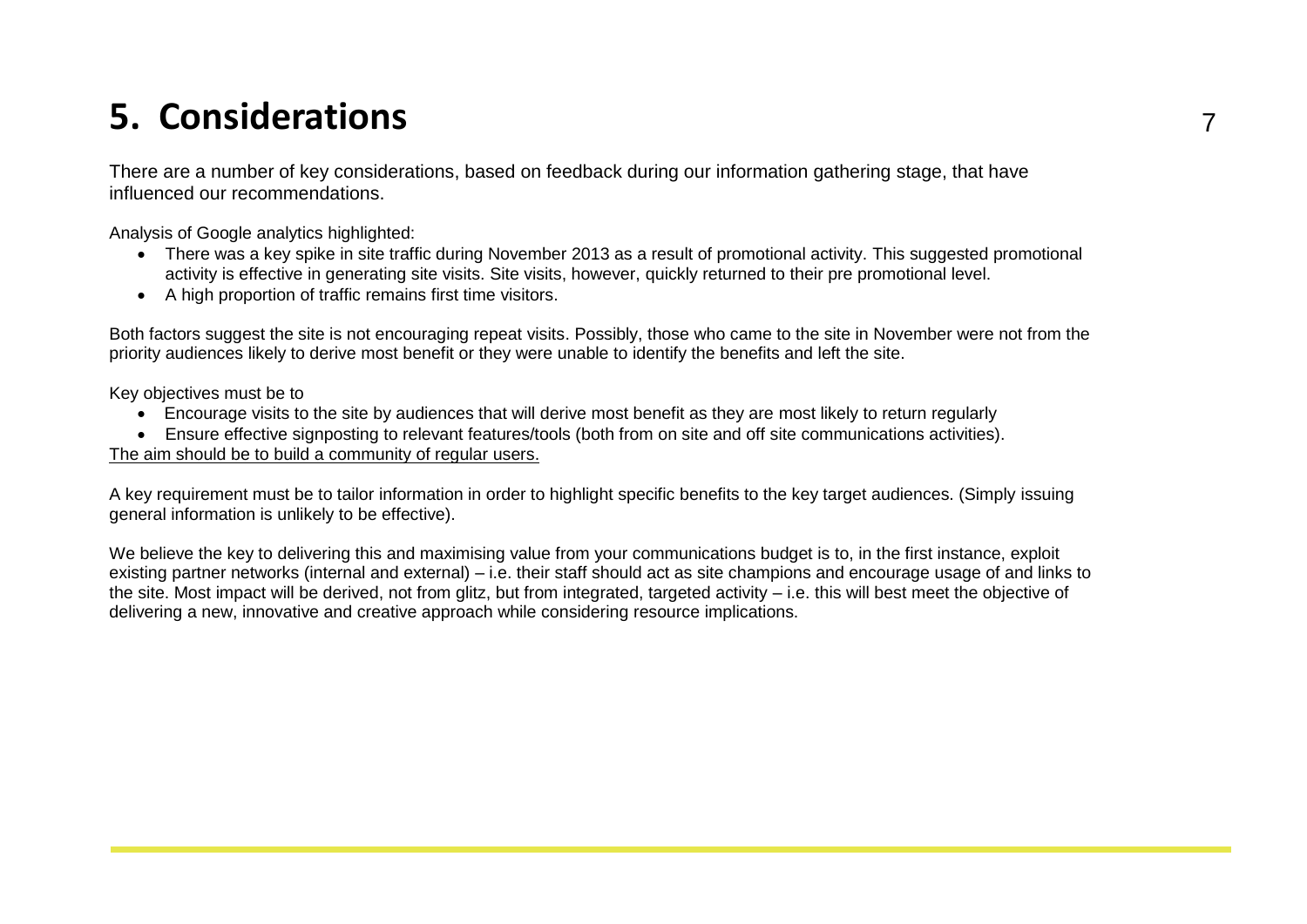# 5. Considerations

There are a number of key considerations, based on feedback during our information gathering stage, that have influenced our recommendations.

Analysis of Google analytics highlighted:

- There was a key spike in site traffic during November 2013 as a result of promotional activity. This suggested promotional activity is effective in generating site visits. Site visits, however, quickly returned to their pre promotional level.
- A high proportion of traffic remains first time visitors.

Both factors suggest the site is not encouraging repeat visits. Possibly, those who came to the site in November were not from the priority audiences likely to derive most benefit or they were unable to identify the benefits and left the site.

Key objectives must be to

- Encourage visits to the site by audiences that will derive most benefit as they are most likely to return regularly
- Ensure effective signposting to relevant features/tools (both from on site and off site communications activities).

<u>The aim should be to build a community of regular users.</u>

A key requirement must be to tailor information in order to highlight specific benefits to the key target audiences. (Simply issuing general information is unlikely to be effective).

We believe the key to delivering this and maximising value from your communications budget is to, in the first instance, exploit existing partner networks (internal and external) – i.e. their staff should act as site champions and encourage usage of and links to the site. Most impact will be derived, not from glitz, but from integrated, targeted activity – i.e. this will best meet the objective of delivering a new, innovative and creative approach while considering resource implications.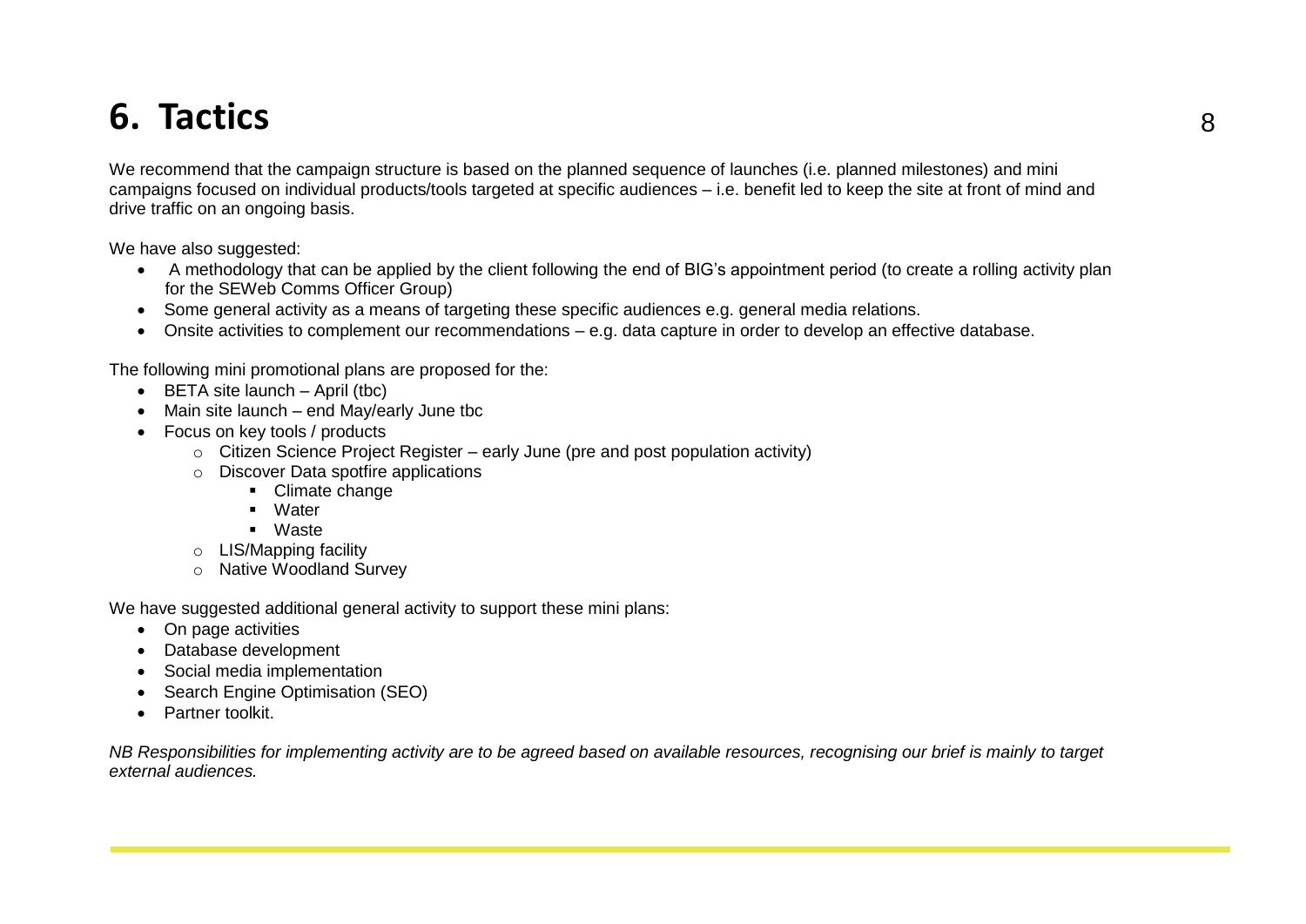# 6. Tactics

We recommend that the campaign structure is based on the planned sequence of launches (i.e. planned milestones) and mini campaigns focused on individual products/tools targeted at specific audiences – i.e. benefit led to keep the site at front of mind and drive traffic on an ongoing basis.

We have also suggested:

- A methodology that can be applied by the client following the end of BIG's appointment period (to create a rolling activity plan for the SEWeb Comms Officer Group)
- Some general activity as a means of targeting these specific audiences e.g. general media relations.
- Onsite activities to complement our recommendations – e.g. data capture in order to develop an effective database.

The following mini promotional plans are proposed for the:

- BETA site launch – April (tbc)
- Main site launch – end May/early June tbc
- Focus on key tools / products
    - Citizen Science Project Register – early June (pre and post population activity)
    - Discover Data spotfire applications
        - Climate change
        - Water
        - Waste
    - LIS/Mapping facility
    - Native Woodland Survey

We have suggested additional general activity to support these mini plans:

- On page activities
- Database development
- Social media implementation
- Search Engine Optimisation (SEO)
- Partner toolkit.

*NB Responsibilities for implementing activity are to be agreed based on available resources, recognising our brief is mainly to target external audiences.*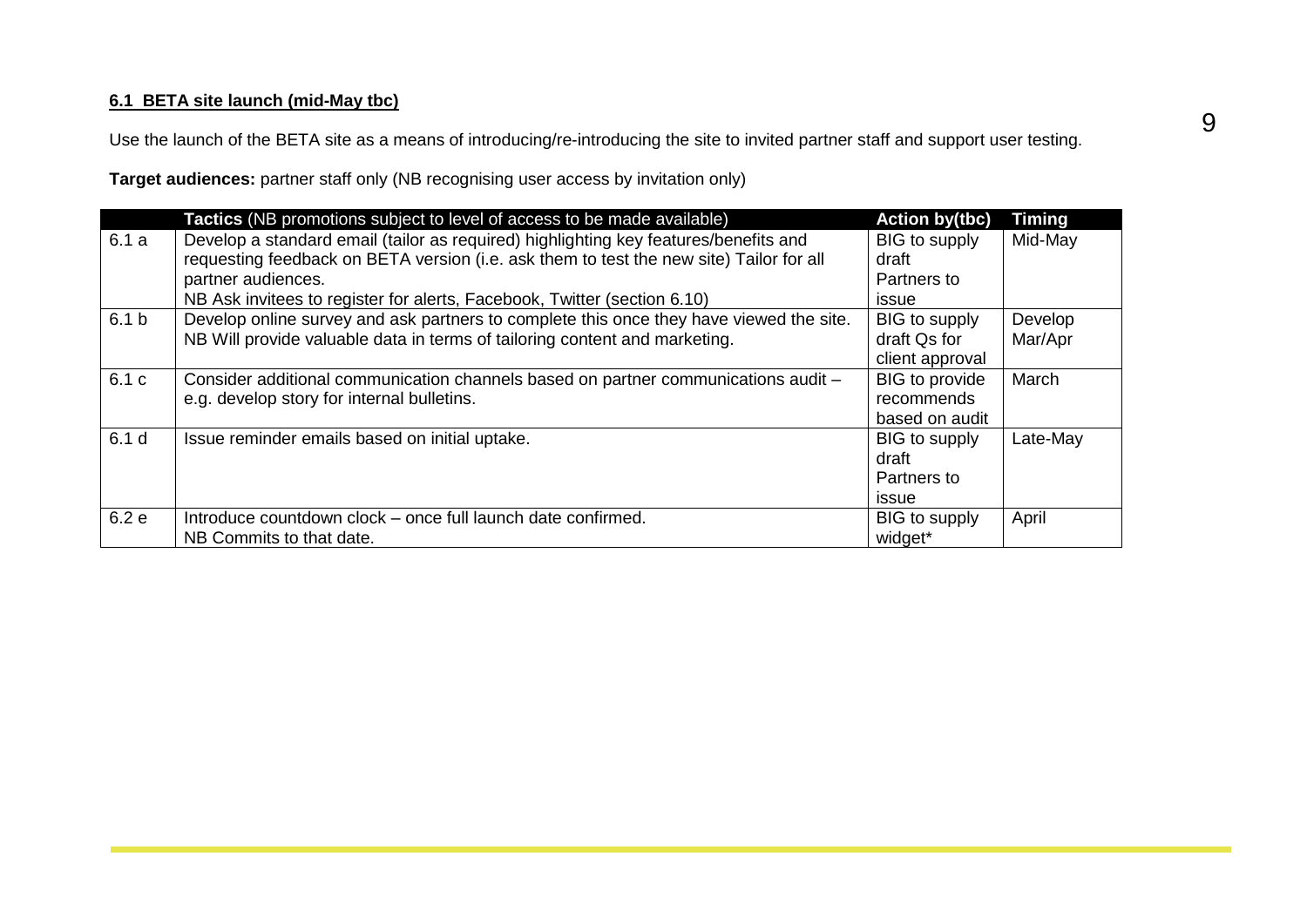**6.1 BETA site launch (mid-May tbc)**

Use the launch of the BETA site as a means of introducing/re-introducing the site to invited partner staff and support user testing.

**Target audiences:** partner staff only (NB recognising user access by invitation only)

| | **Tactics** (NB promotions subject to level of access to be made available) | **Action by(tbc)** | **Timing** |
|---|---|---|---|
| 6.1 a | Develop a standard email (tailor as required) highlighting key features/benefits and requesting feedback on BETA version (i.e. ask them to test the new site) Tailor for all partner audiences. NB Ask invitees to register for alerts, Facebook, Twitter (section 6.10) | BIG to supply draft Partners to issue | Mid-May |
| 6.1 b | Develop online survey and ask partners to complete this once they have viewed the site. NB Will provide valuable data in terms of tailoring content and marketing. | BIG to supply draft Qs for client approval | Develop Mar/Apr |
| 6.1 c | Consider additional communication channels based on partner communications audit – e.g. develop story for internal bulletins. | BIG to provide recommends based on audit | March |
| 6.1 d | Issue reminder emails based on initial uptake. | BIG to supply draft Partners to issue | Late-May |
| 6.2 e | Introduce countdown clock – once full launch date confirmed. NB Commits to that date. | BIG to supply widget* | April |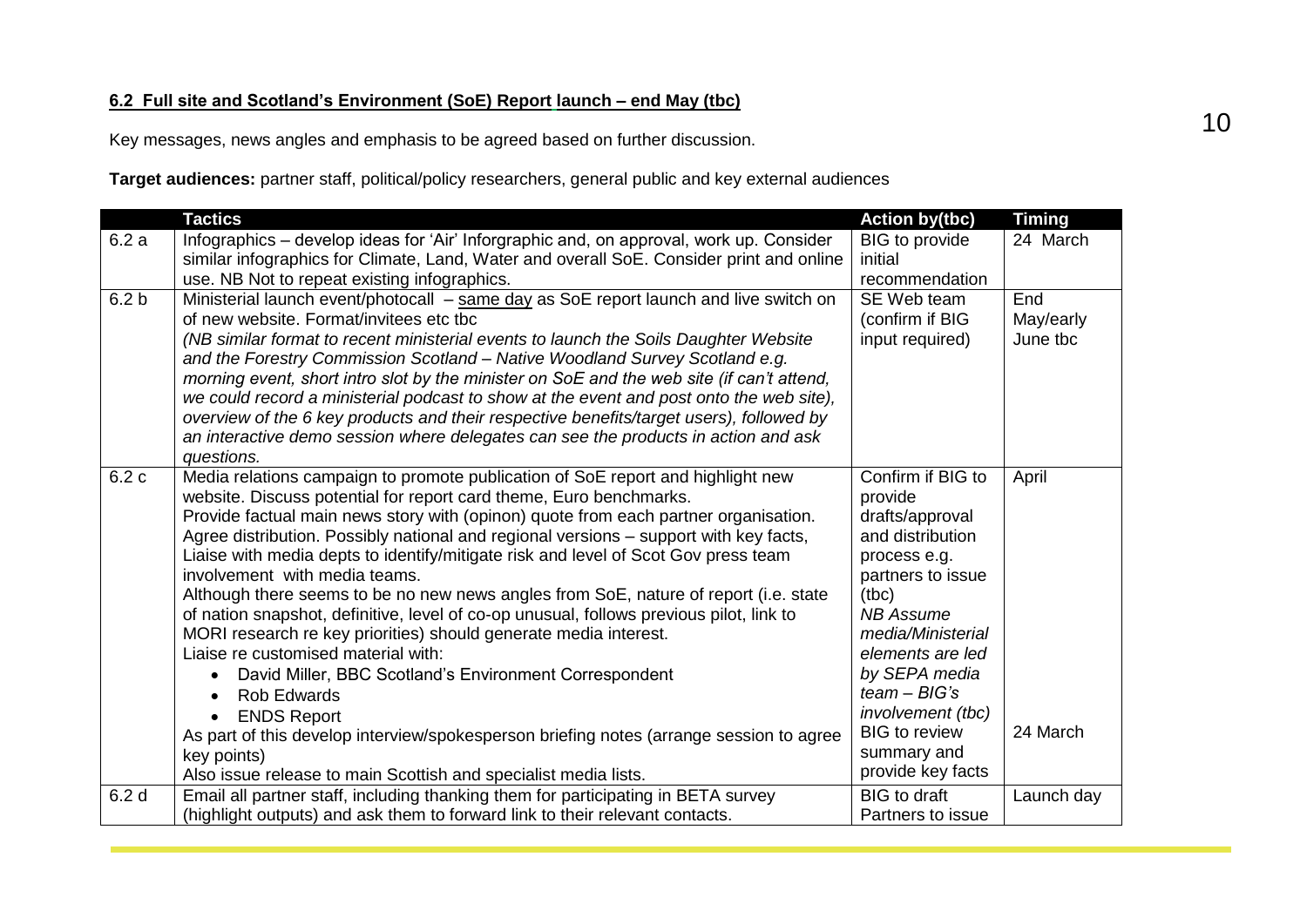**6.2 Full site and Scotland's Environment (SoE) Report launch – end May (tbc)**

Key messages, news angles and emphasis to be agreed based on further discussion.

**Target audiences:** partner staff, political/policy researchers, general public and key external audiences

| | Tactics | Action by(tbc) | Timing |
|---|---|---|---|
| 6.2 a | Infographics – develop ideas for 'Air' Inforgraphic and, on approval, work up. Consider similar infographics for Climate, Land, Water and overall SoE. Consider print and online use. NB Not to repeat existing infographics. | BIG to provide initial recommendation | 24 March |
| 6.2 b | Ministerial launch event/photocall – same day as SoE report launch and live switch on of new website. Format/invitees etc tbc<br>*(NB similar format to recent ministerial events to launch the Soils Daughter Website and the Forestry Commission Scotland – Native Woodland Survey Scotland e.g. morning event, short intro slot by the minister on SoE and the web site (if can't attend, we could record a ministerial podcast to show at the event and post onto the web site), overview of the 6 key products and their respective benefits/target users), followed by an interactive demo session where delegates can see the products in action and ask questions.* | SE Web team (confirm if BIG input required) | End May/early June tbc |
| 6.2 c | Media relations campaign to promote publication of SoE report and highlight new website. Discuss potential for report card theme, Euro benchmarks.<br>Provide factual main news story with (opinon) quote from each partner organisation. Agree distribution. Possibly national and regional versions – support with key facts, Liaise with media depts to identify/mitigate risk and level of Scot Gov press team involvement with media teams.<br>Although there seems to be no new news angles from SoE, nature of report (i.e. state of nation snapshot, definitive, level of co-op unusual, follows previous pilot, link to MORI research re key priorities) should generate media interest.<br>Liaise re customised material with:<br>• David Miller, BBC Scotland's Environment Correspondent<br>• Rob Edwards<br>• ENDS Report<br>As part of this develop interview/spokesperson briefing notes (arrange session to agree key points)<br>Also issue release to main Scottish and specialist media lists. | Confirm if BIG to provide drafts/approval and distribution process e.g. partners to issue (tbc)<br>*NB Assume media/Ministerial elements are led by SEPA media team – BIG's involvement (tbc)*<br>BIG to review summary and provide key facts | April<br><br><br><br><br><br><br><br><br><br><br><br>24 March |
| 6.2 d | Email all partner staff, including thanking them for participating in BETA survey (highlight outputs) and ask them to forward link to their relevant contacts. | BIG to draft<br>Partners to issue | Launch day |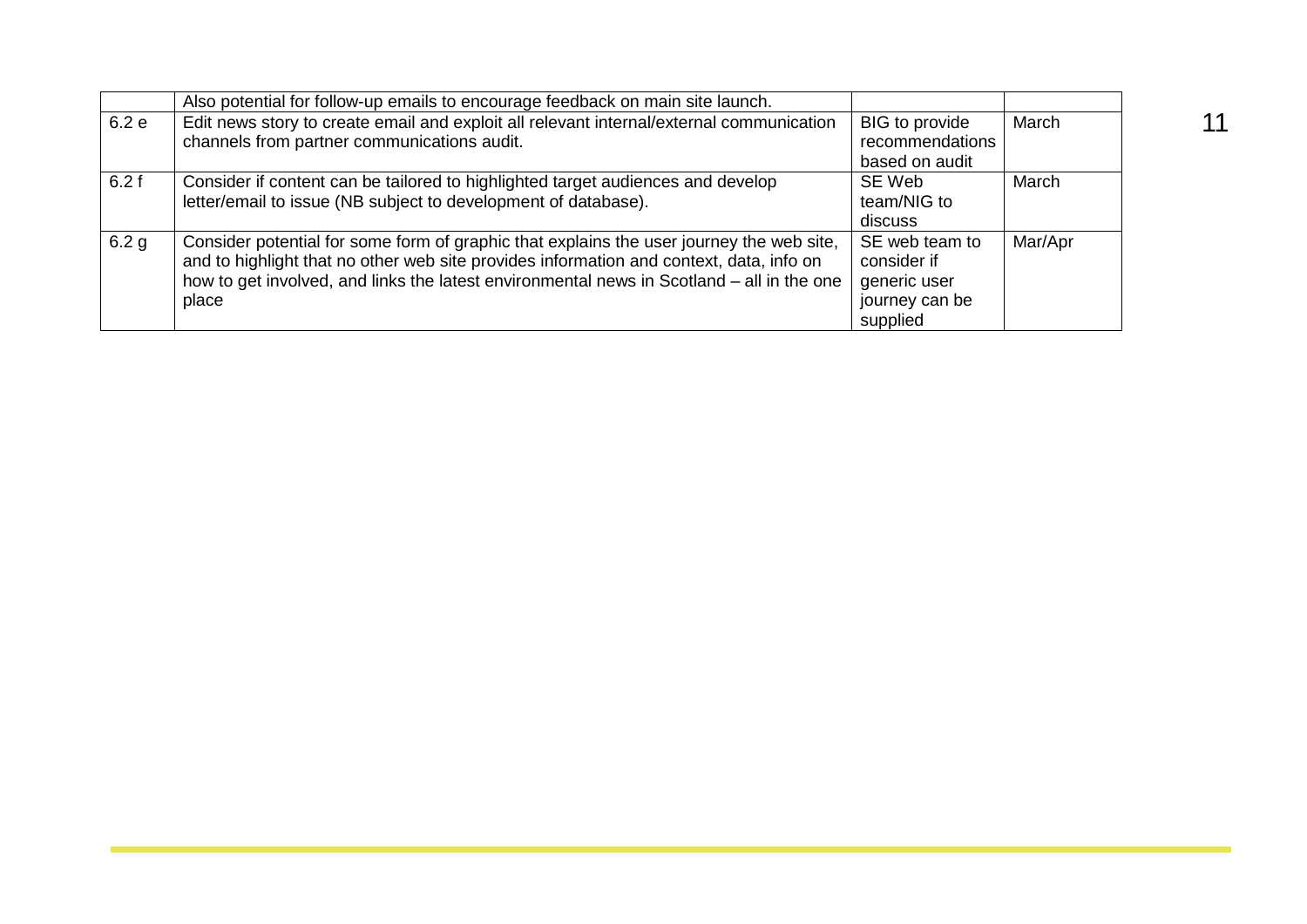| | | | |
|---|---|---|---|
| | Also potential for follow-up emails to encourage feedback on main site launch. | | |
| 6.2 e | Edit news story to create email and exploit all relevant internal/external communication channels from partner communications audit. | BIG to provide recommendations based on audit | March |
| 6.2 f | Consider if content can be tailored to highlighted target audiences and develop letter/email to issue (NB subject to development of database). | SE Web team/NIG to discuss | March |
| 6.2 g | Consider potential for some form of graphic that explains the user journey the web site, and to highlight that no other web site provides information and context, data, info on how to get involved, and links the latest environmental news in Scotland – all in the one place | SE web team to consider if generic user journey can be supplied | Mar/Apr |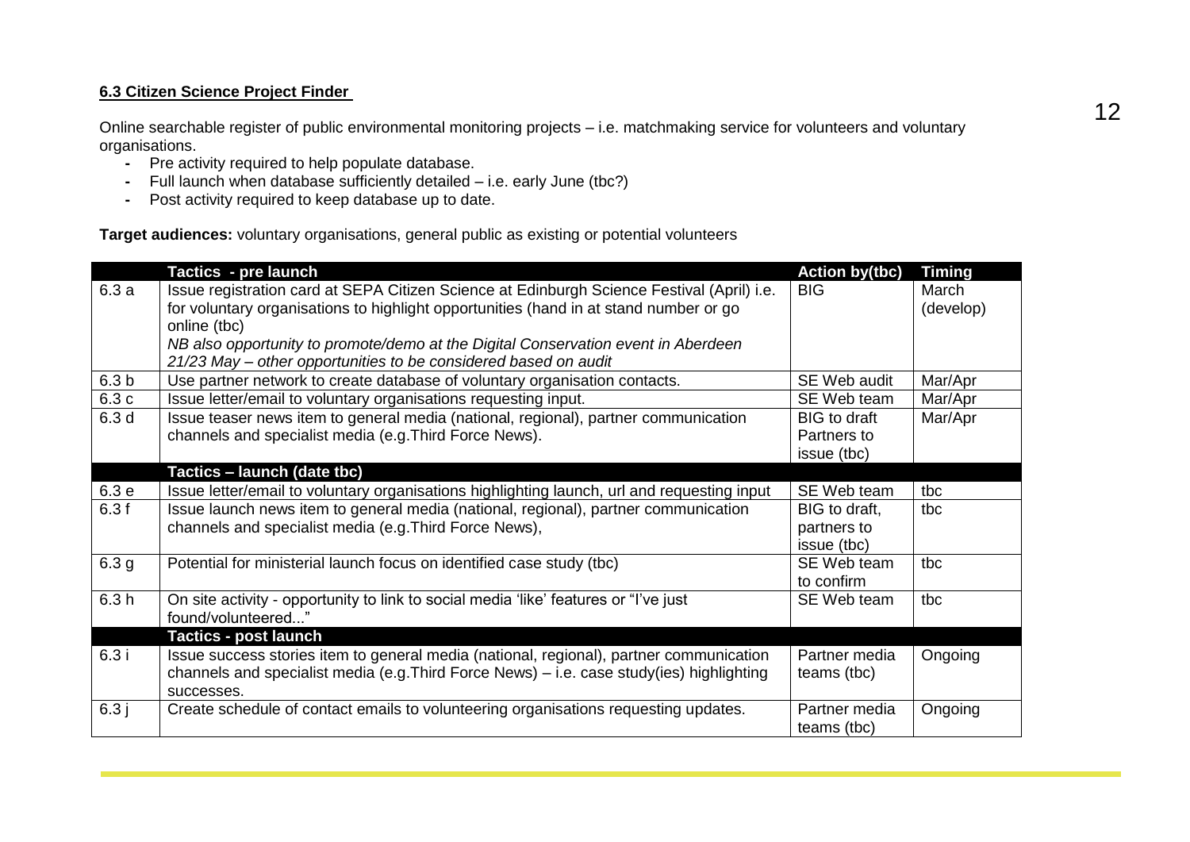**6.3 Citizen Science Project Finder**

Online searchable register of public environmental monitoring projects – i.e. matchmaking service for volunteers and voluntary organisations.

- Pre activity required to help populate database.
- Full launch when database sufficiently detailed – i.e. early June (tbc?)
- Post activity required to keep database up to date.

**Target audiences:** voluntary organisations, general public as existing or potential volunteers

| | Tactics - pre launch | Action by(tbc) | Timing |
|---|---|---|---|
| 6.3 a | Issue registration card at SEPA Citizen Science at Edinburgh Science Festival (April) i.e. for voluntary organisations to highlight opportunities (hand in at stand number or go online (tbc)<br>*NB also opportunity to promote/demo at the Digital Conservation event in Aberdeen 21/23 May – other opportunities to be considered based on audit* | BIG | March (develop) |
| 6.3 b | Use partner network to create database of voluntary organisation contacts. | SE Web audit | Mar/Apr |
| 6.3 c | Issue letter/email to voluntary organisations requesting input. | SE Web team | Mar/Apr |
| 6.3 d | Issue teaser news item to general media (national, regional), partner communication channels and specialist media (e.g.Third Force News). | BIG to draft Partners to issue (tbc) | Mar/Apr |
| | **Tactics – launch (date tbc)** | | |
| 6.3 e | Issue letter/email to voluntary organisations highlighting launch, url and requesting input | SE Web team | tbc |
| 6.3 f | Issue launch news item to general media (national, regional), partner communication channels and specialist media (e.g.Third Force News), | BIG to draft, partners to issue (tbc) | tbc |
| 6.3 g | Potential for ministerial launch focus on identified case study (tbc) | SE Web team to confirm | tbc |
| 6.3 h | On site activity - opportunity to link to social media 'like' features or "I've just found/volunteered..." | SE Web team | tbc |
| | **Tactics - post launch** | | |
| 6.3 i | Issue success stories item to general media (national, regional), partner communication channels and specialist media (e.g.Third Force News) – i.e. case study(ies) highlighting successes. | Partner media teams (tbc) | Ongoing |
| 6.3 j | Create schedule of contact emails to volunteering organisations requesting updates. | Partner media teams (tbc) | Ongoing |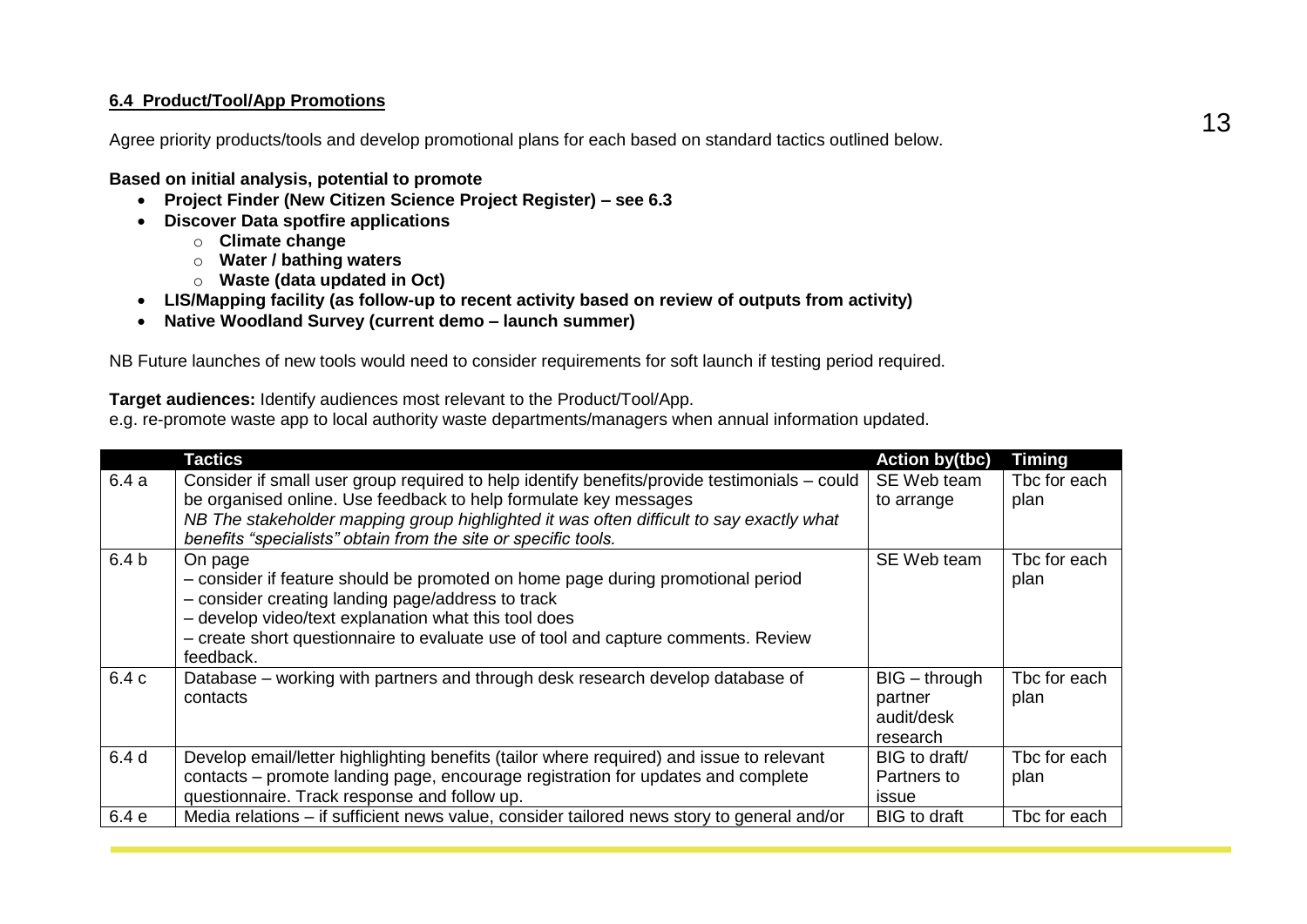**6.4 Product/Tool/App Promotions**

Agree priority products/tools and develop promotional plans for each based on standard tactics outlined below.

**Based on initial analysis, potential to promote**

- **Project Finder (New Citizen Science Project Register) – see 6.3**
- **Discover Data spotfire applications**
  - **Climate change**
  - **Water / bathing waters**
  - **Waste (data updated in Oct)**
- **LIS/Mapping facility (as follow-up to recent activity based on review of outputs from activity)**
- **Native Woodland Survey (current demo – launch summer)**

NB Future launches of new tools would need to consider requirements for soft launch if testing period required.

**Target audiences:** Identify audiences most relevant to the Product/Tool/App.
e.g. re-promote waste app to local authority waste departments/managers when annual information updated.

| | Tactics | Action by(tbc) | Timing |
|---|---|---|---|
| 6.4 a | Consider if small user group required to help identify benefits/provide testimonials – could be organised online. Use feedback to help formulate key messages<br>*NB The stakeholder mapping group highlighted it was often difficult to say exactly what benefits "specialists" obtain from the site or specific tools.* | SE Web team to arrange | Tbc for each plan |
| 6.4 b | On page<br>– consider if feature should be promoted on home page during promotional period<br>– consider creating landing page/address to track<br>– develop video/text explanation what this tool does<br>– create short questionnaire to evaluate use of tool and capture comments. Review feedback. | SE Web team | Tbc for each plan |
| 6.4 c | Database – working with partners and through desk research develop database of contacts | BIG – through partner audit/desk research | Tbc for each plan |
| 6.4 d | Develop email/letter highlighting benefits (tailor where required) and issue to relevant contacts – promote landing page, encourage registration for updates and complete questionnaire. Track response and follow up. | BIG to draft/ Partners to issue | Tbc for each plan |
| 6.4 e | Media relations – if sufficient news value, consider tailored news story to general and/or | BIG to draft | Tbc for each |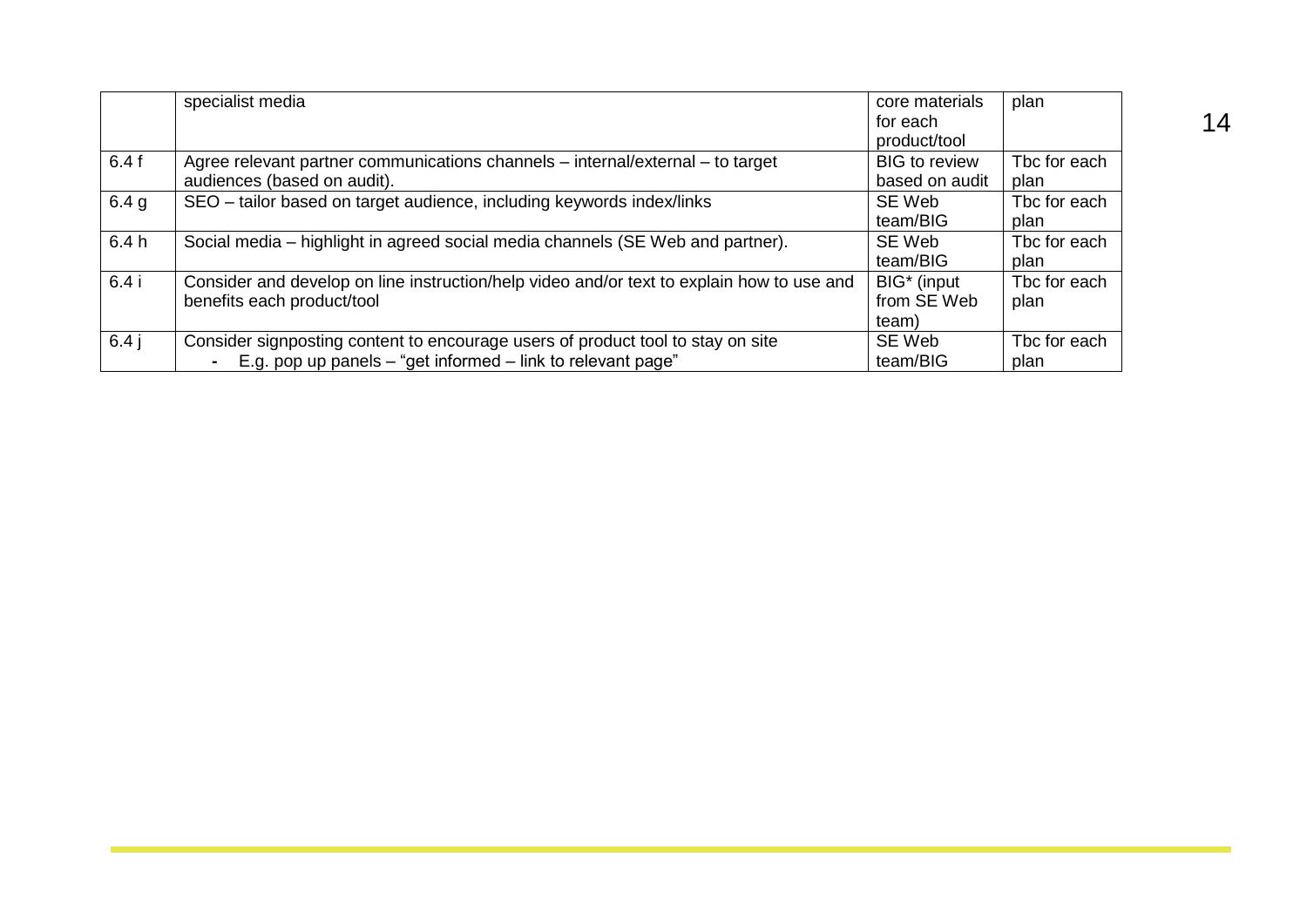|  |  |  |  |
|---|---|---|---|
|  | specialist media | core materials for each product/tool | plan |
| 6.4 f | Agree relevant partner communications channels – internal/external – to target audiences (based on audit). | BIG to review based on audit | Tbc for each plan |
| 6.4 g | SEO – tailor based on target audience, including keywords index/links | SE Web team/BIG | Tbc for each plan |
| 6.4 h | Social media – highlight in agreed social media channels (SE Web and partner). | SE Web team/BIG | Tbc for each plan |
| 6.4 i | Consider and develop on line instruction/help video and/or text to explain how to use and benefits each product/tool | BIG* (input from SE Web team) | Tbc for each plan |
| 6.4 j | Consider signposting content to encourage users of product tool to stay on site<br>- E.g. pop up panels – "get informed – link to relevant page" | SE Web team/BIG | Tbc for each plan |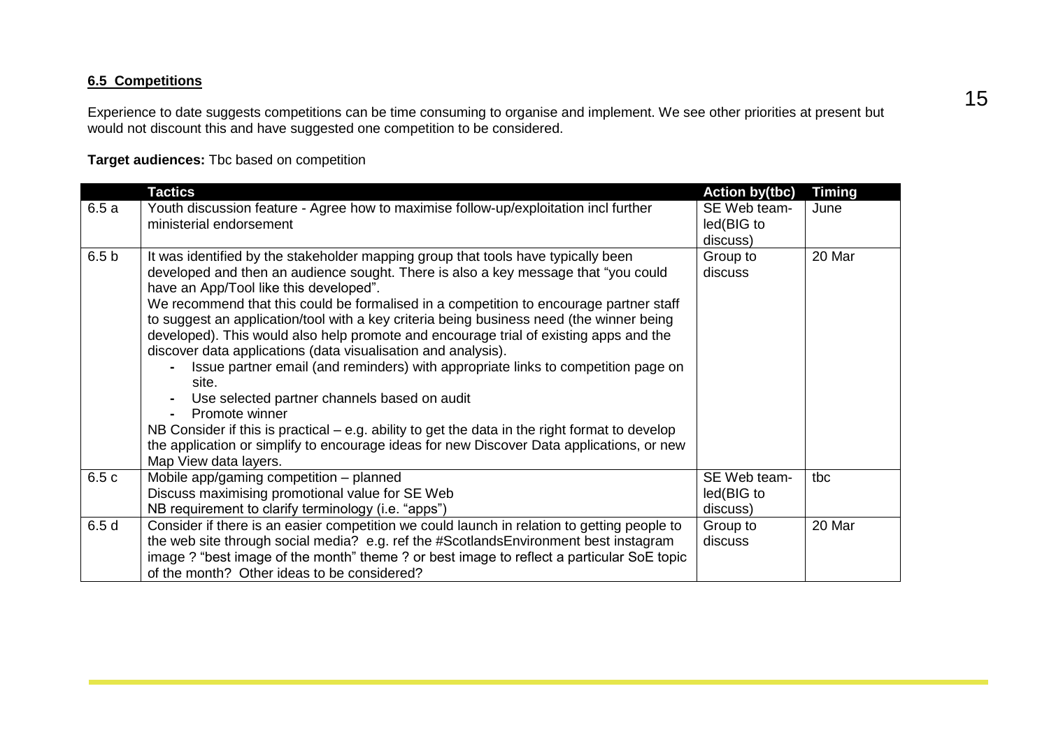**6.5 Competitions**

Experience to date suggests competitions can be time consuming to organise and implement. We see other priorities at present but would not discount this and have suggested one competition to be considered.

**Target audiences:** Tbc based on competition

| | Tactics | Action by(tbc) | Timing |
|---|---|---|---|
| 6.5 a | Youth discussion feature - Agree how to maximise follow-up/exploitation incl further ministerial endorsement | SE Web team-led(BIG to discuss) | June |
| 6.5 b | It was identified by the stakeholder mapping group that tools have typically been developed and then an audience sought. There is also a key message that "you could have an App/Tool like this developed".<br>We recommend that this could be formalised in a competition to encourage partner staff to suggest an application/tool with a key criteria being business need (the winner being developed). This would also help promote and encourage trial of existing apps and the discover data applications (data visualisation and analysis).<br>- Issue partner email (and reminders) with appropriate links to competition page on site.<br>- Use selected partner channels based on audit<br>- Promote winner<br>NB Consider if this is practical – e.g. ability to get the data in the right format to develop the application or simplify to encourage ideas for new Discover Data applications, or new Map View data layers. | Group to discuss | 20 Mar |
| 6.5 c | Mobile app/gaming competition – planned<br>Discuss maximising promotional value for SE Web<br>NB requirement to clarify terminology (i.e. "apps") | SE Web team-led(BIG to discuss) | tbc |
| 6.5 d | Consider if there is an easier competition we could launch in relation to getting people to the web site through social media? e.g. ref the #ScotlandsEnvironment best instagram image ? "best image of the month" theme ? or best image to reflect a particular SoE topic of the month? Other ideas to be considered? | Group to discuss | 20 Mar |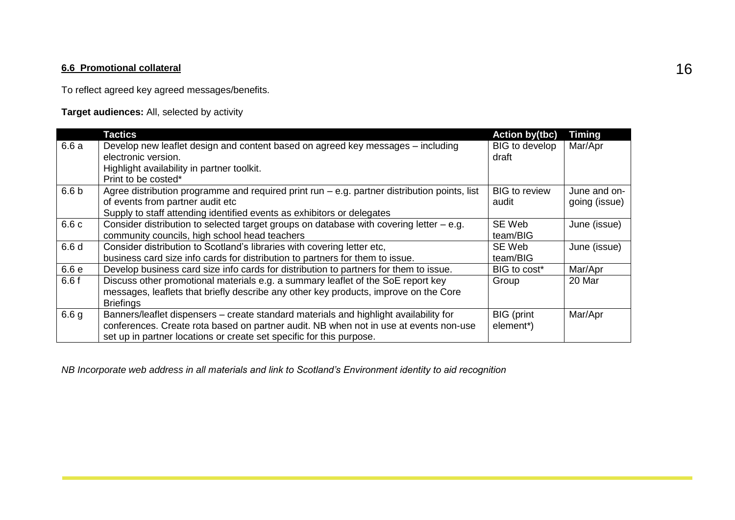### 6.6 Promotional collateral

To reflect agreed key agreed messages/benefits.

**Target audiences:** All, selected by activity

| | Tactics | Action by(tbc) | Timing |
|---|---|---|---|
| 6.6 a | Develop new leaflet design and content based on agreed key messages – including electronic version. Highlight availability in partner toolkit. Print to be costed* | BIG to develop draft | Mar/Apr |
| 6.6 b | Agree distribution programme and required print run – e.g. partner distribution points, list of events from partner audit etc Supply to staff attending identified events as exhibitors or delegates | BIG to review audit | June and on-going (issue) |
| 6.6 c | Consider distribution to selected target groups on database with covering letter – e.g. community councils, high school head teachers | SE Web team/BIG | June (issue) |
| 6.6 d | Consider distribution to Scotland's libraries with covering letter etc, business card size info cards for distribution to partners for them to issue. | SE Web team/BIG | June (issue) |
| 6.6 e | Develop business card size info cards for distribution to partners for them to issue. | BIG to cost* | Mar/Apr |
| 6.6 f | Discuss other promotional materials e.g. a summary leaflet of the SoE report key messages, leaflets that briefly describe any other key products, improve on the Core Briefings | Group | 20 Mar |
| 6.6 g | Banners/leaflet dispensers – create standard materials and highlight availability for conferences. Create rota based on partner audit. NB when not in use at events non-use set up in partner locations or create set specific for this purpose. | BIG (print element*) | Mar/Apr |

*NB Incorporate web address in all materials and link to Scotland's Environment identity to aid recognition*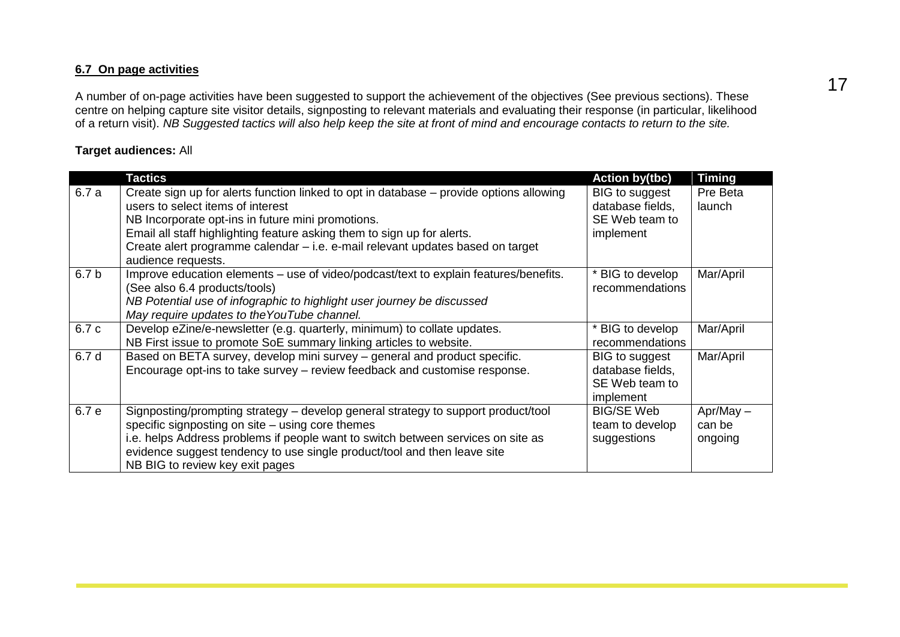**6.7 On page activities**

A number of on-page activities have been suggested to support the achievement of the objectives (See previous sections). These centre on helping capture site visitor details, signposting to relevant materials and evaluating their response (in particular, likelihood of a return visit). *NB Suggested tactics will also help keep the site at front of mind and encourage contacts to return to the site.*

**Target audiences:** All

| | Tactics | Action by(tbc) | Timing |
|---|---|---|---|
| 6.7 a | Create sign up for alerts function linked to opt in database – provide options allowing users to select items of interest<br>NB Incorporate opt-ins in future mini promotions.<br>Email all staff highlighting feature asking them to sign up for alerts.<br>Create alert programme calendar – i.e. e-mail relevant updates based on target audience requests. | BIG to suggest database fields, SE Web team to implement | Pre Beta launch |
| 6.7 b | Improve education elements – use of video/podcast/text to explain features/benefits. (See also 6.4 products/tools)<br>*NB Potential use of infographic to highlight user journey be discussed*<br>*May require updates to theYouTube channel.* | * BIG to develop recommendations | Mar/April |
| 6.7 c | Develop eZine/e-newsletter (e.g. quarterly, minimum) to collate updates.<br>NB First issue to promote SoE summary linking articles to website. | * BIG to develop recommendations | Mar/April |
| 6.7 d | Based on BETA survey, develop mini survey – general and product specific.<br>Encourage opt-ins to take survey – review feedback and customise response. | BIG to suggest database fields, SE Web team to implement | Mar/April |
| 6.7 e | Signposting/prompting strategy – develop general strategy to support product/tool specific signposting on site – using core themes<br>i.e. helps Address problems if people want to switch between services on site as evidence suggest tendency to use single product/tool and then leave site<br>NB BIG to review key exit pages | BIG/SE Web team to develop suggestions | Apr/May – can be ongoing |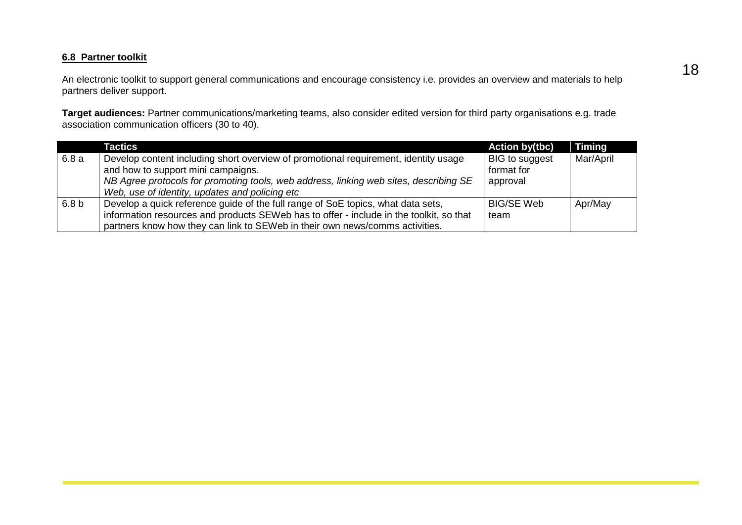### 6.8 Partner toolkit

An electronic toolkit to support general communications and encourage consistency i.e. provides an overview and materials to help partners deliver support.

**Target audiences:** Partner communications/marketing teams, also consider edited version for third party organisations e.g. trade association communication officers (30 to 40).

| | Tactics | Action by(tbc) | Timing |
|---|---|---|---|
| 6.8 a | Develop content including short overview of promotional requirement, identity usage and how to support mini campaigns.<br>*NB Agree protocols for promoting tools, web address, linking web sites, describing SE Web, use of identity, updates and policing etc* | BIG to suggest format for approval | Mar/April |
| 6.8 b | Develop a quick reference guide of the full range of SoE topics, what data sets, information resources and products SEWeb has to offer - include in the toolkit, so that partners know how they can link to SEWeb in their own news/comms activities. | BIG/SE Web team | Apr/May |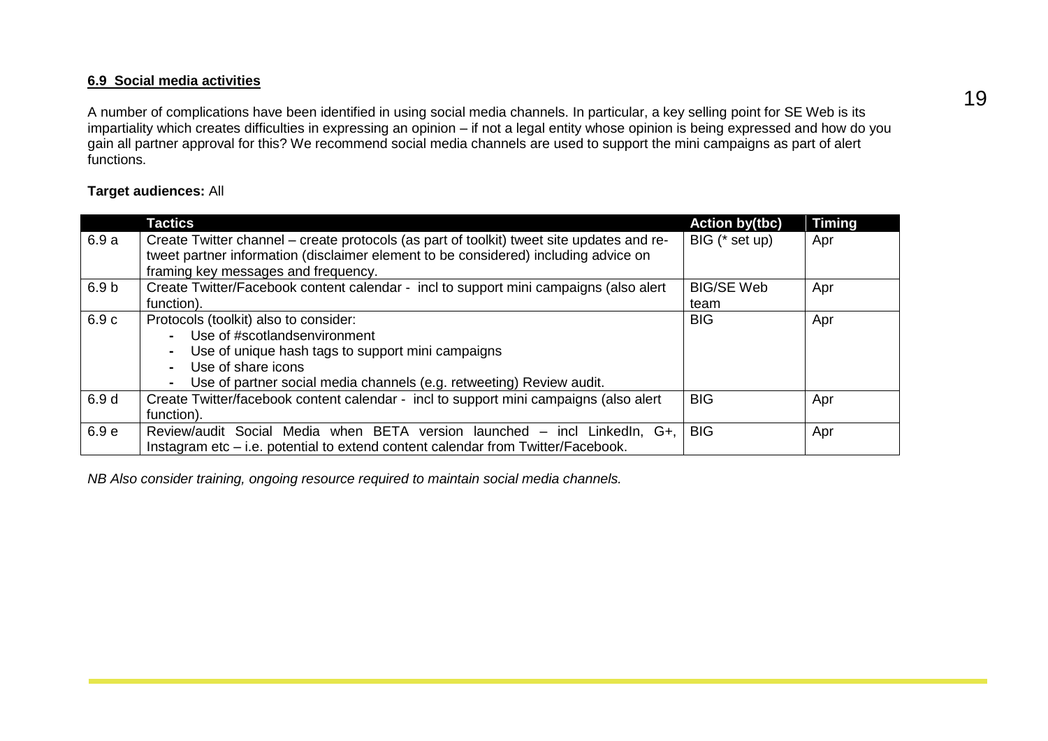### 6.9 Social media activities

A number of complications have been identified in using social media channels. In particular, a key selling point for SE Web is its impartiality which creates difficulties in expressing an opinion – if not a legal entity whose opinion is being expressed and how do you gain all partner approval for this? We recommend social media channels are used to support the mini campaigns as part of alert functions.

**Target audiences:** All

| | Tactics | Action by(tbc) | Timing |
|---|---|---|---|
| 6.9 a | Create Twitter channel – create protocols (as part of toolkit) tweet site updates and re-tweet partner information (disclaimer element to be considered) including advice on framing key messages and frequency. | BIG (* set up) | Apr |
| 6.9 b | Create Twitter/Facebook content calendar - incl to support mini campaigns (also alert function). | BIG/SE Web team | Apr |
| 6.9 c | Protocols (toolkit) also to consider:<br>- Use of #scotlandsenvironment<br>- Use of unique hash tags to support mini campaigns<br>- Use of share icons<br>- Use of partner social media channels (e.g. retweeting) Review audit. | BIG | Apr |
| 6.9 d | Create Twitter/facebook content calendar - incl to support mini campaigns (also alert function). | BIG | Apr |
| 6.9 e | Review/audit Social Media when BETA version launched – incl LinkedIn, G+, Instagram etc – i.e. potential to extend content calendar from Twitter/Facebook. | BIG | Apr |

*NB Also consider training, ongoing resource required to maintain social media channels.*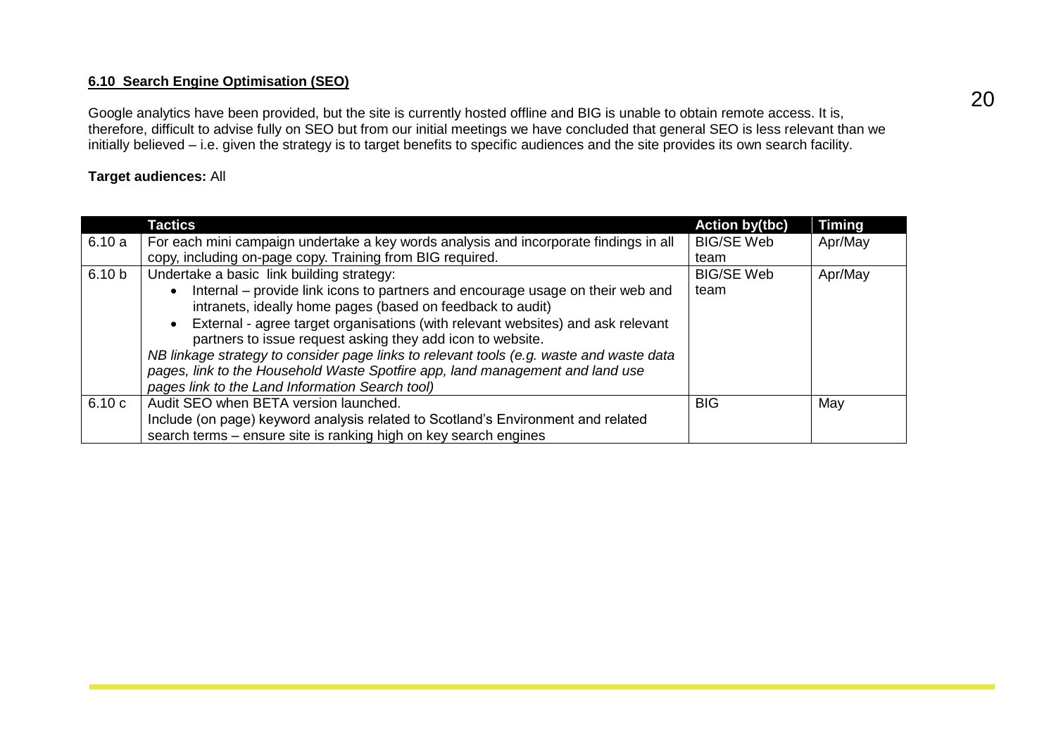## 6.10 Search Engine Optimisation (SEO)

Google analytics have been provided, but the site is currently hosted offline and BIG is unable to obtain remote access. It is, therefore, difficult to advise fully on SEO but from our initial meetings we have concluded that general SEO is less relevant than we initially believed – i.e. given the strategy is to target benefits to specific audiences and the site provides its own search facility.

**Target audiences:** All

| | Tactics | Action by(tbc) | Timing |
|---|---|---|---|
| 6.10 a | For each mini campaign undertake a key words analysis and incorporate findings in all copy, including on-page copy. Training from BIG required. | BIG/SE Web team | Apr/May |
| 6.10 b | Undertake a basic link building strategy: <br>• Internal – provide link icons to partners and encourage usage on their web and intranets, ideally home pages (based on feedback to audit) <br>• External - agree target organisations (with relevant websites) and ask relevant partners to issue request asking they add icon to website. <br>*NB linkage strategy to consider page links to relevant tools (e.g. waste and waste data pages, link to the Household Waste Spotfire app, land management and land use pages link to the Land Information Search tool)* | BIG/SE Web team | Apr/May |
| 6.10 c | Audit SEO when BETA version launched. <br>Include (on page) keyword analysis related to Scotland's Environment and related search terms – ensure site is ranking high on key search engines | BIG | May |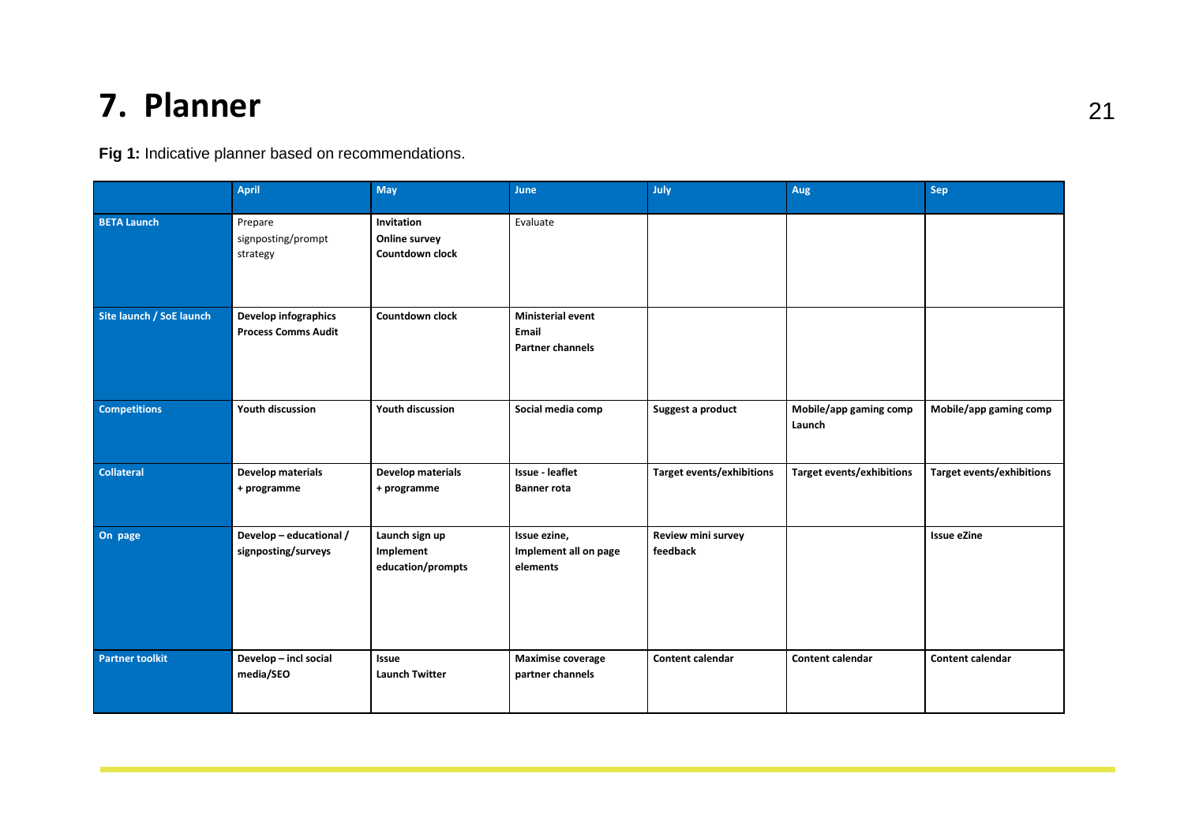# 7. Planner

**Fig 1:** Indicative planner based on recommendations.

| | April | May | June | July | Aug | Sep |
|---|---|---|---|---|---|---|
| **BETA Launch** | Prepare signposting/prompt strategy | **Invitation**<br>**Online survey**<br>**Countdown clock** | Evaluate | | | |
| **Site launch / SoE launch** | **Develop infographics**<br>**Process Comms Audit** | **Countdown clock** | **Ministerial event**<br>**Email**<br>**Partner channels** | | | |
| **Competitions** | **Youth discussion** | **Youth discussion** | **Social media comp** | **Suggest a product** | **Mobile/app gaming comp Launch** | **Mobile/app gaming comp** |
| **Collateral** | **Develop materials + programme** | **Develop materials + programme** | **Issue - leaflet**<br>**Banner rota** | **Target events/exhibitions** | **Target events/exhibitions** | **Target events/exhibitions** |
| **On page** | **Develop – educational / signposting/surveys** | **Launch sign up**<br>**Implement education/prompts** | **Issue ezine,**<br>**Implement all on page elements** | **Review mini survey feedback** | | **Issue eZine** |
| **Partner toolkit** | **Develop – incl social media/SEO** | **Issue**<br>**Launch Twitter** | **Maximise coverage partner channels** | **Content calendar** | **Content calendar** | **Content calendar** |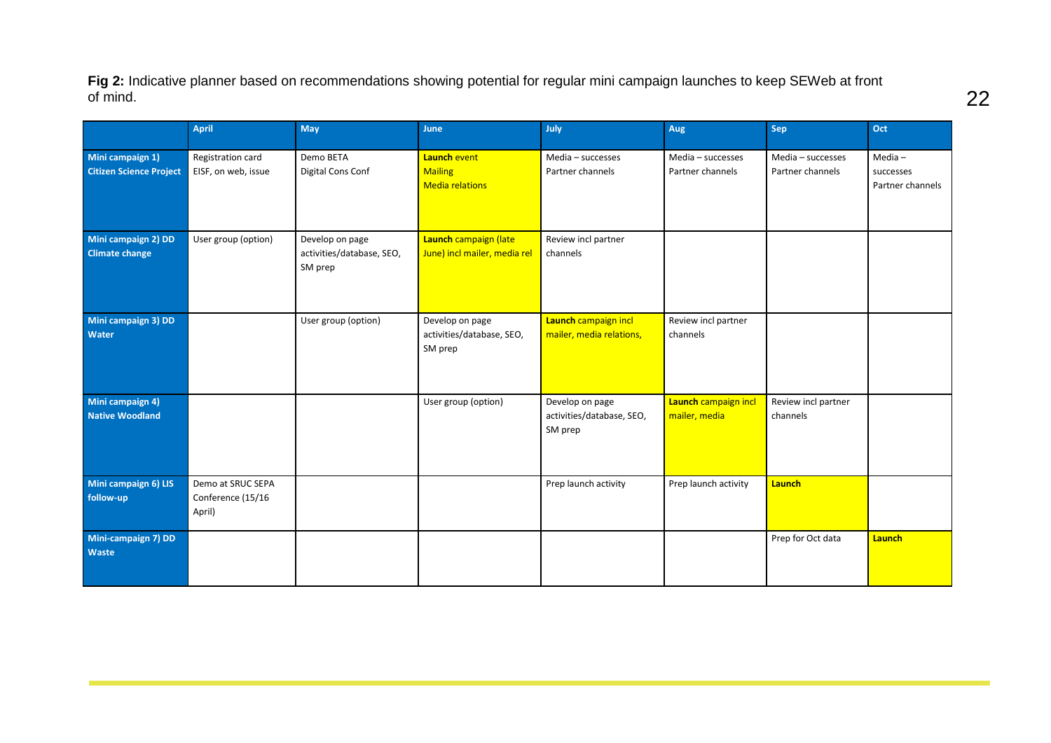**Fig 2:** Indicative planner based on recommendations showing potential for regular mini campaign launches to keep SEWeb at front of mind.

| | April | May | June | July | Aug | Sep | Oct |
|---|---|---|---|---|---|---|---|
| **Mini campaign 1) Citizen Science Project** | Registration card EISF, on web, issue | Demo BETA Digital Cons Conf | **Launch** event Mailing Media relations | Media – successes Partner channels | Media – successes Partner channels | Media – successes Partner channels | Media – successes Partner channels |
| **Mini campaign 2) DD Climate change** | User group (option) | Develop on page activities/database, SEO, SM prep | **Launch** campaign (late June) incl mailer, media rel | Review incl partner channels | | | |
| **Mini campaign 3) DD Water** | | User group (option) | Develop on page activities/database, SEO, SM prep | **Launch** campaign incl mailer, media relations, | Review incl partner channels | | |
| **Mini campaign 4) Native Woodland** | | | User group (option) | Develop on page activities/database, SEO, SM prep | **Launch** campaign incl mailer, media | Review incl partner channels | |
| **Mini campaign 6) LIS follow-up** | Demo at SRUC SEPA Conference (15/16 April) | | | Prep launch activity | Prep launch activity | **Launch** | |
| **Mini-campaign 7) DD Waste** | | | | | | Prep for Oct data | **Launch** |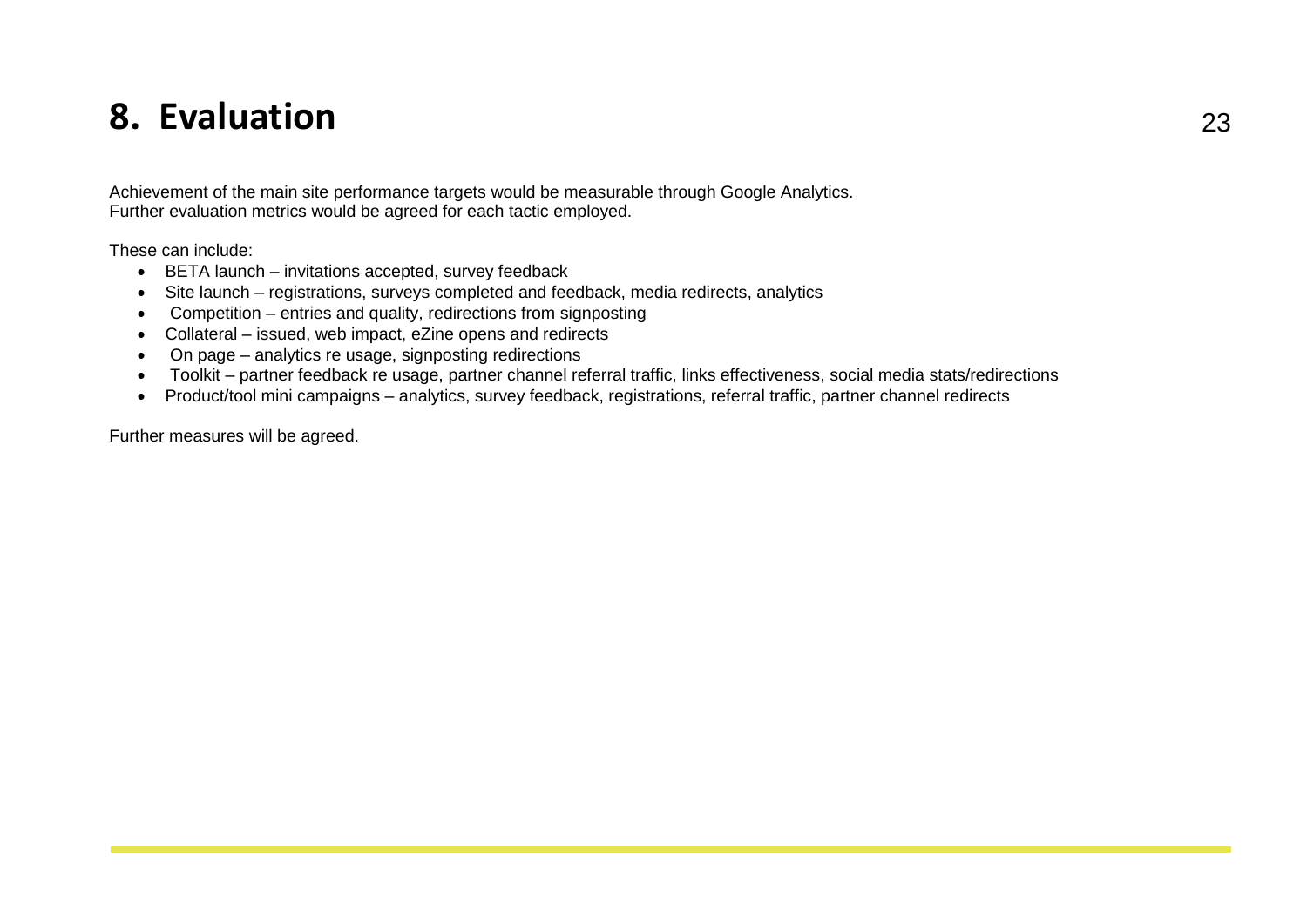# 8. Evaluation

Achievement of the main site performance targets would be measurable through Google Analytics.
Further evaluation metrics would be agreed for each tactic employed.

These can include:

- BETA launch – invitations accepted, survey feedback
- Site launch – registrations, surveys completed and feedback, media redirects, analytics
- Competition – entries and quality, redirections from signposting
- Collateral – issued, web impact, eZine opens and redirects
- On page – analytics re usage, signposting redirections
- Toolkit – partner feedback re usage, partner channel referral traffic, links effectiveness, social media stats/redirections
- Product/tool mini campaigns – analytics, survey feedback, registrations, referral traffic, partner channel redirects

Further measures will be agreed.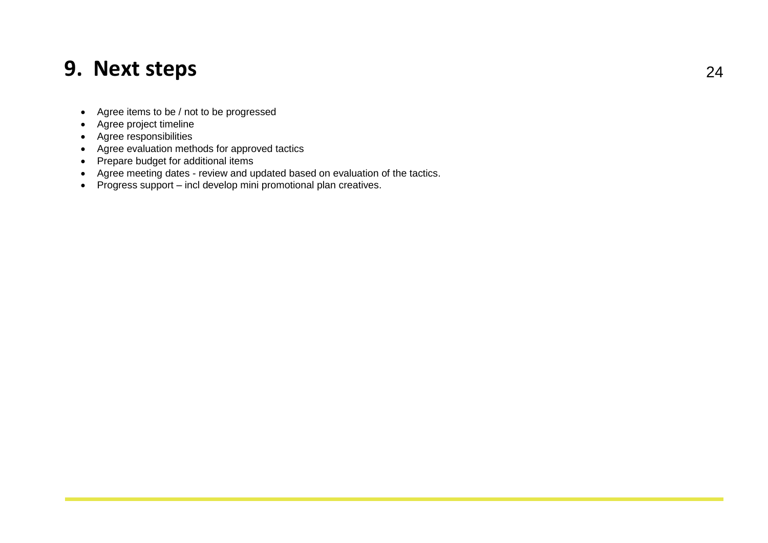# 9. Next steps

- Agree items to be / not to be progressed
- Agree project timeline
- Agree responsibilities
- Agree evaluation methods for approved tactics
- Prepare budget for additional items
- Agree meeting dates - review and updated based on evaluation of the tactics.
- Progress support – incl develop mini promotional plan creatives.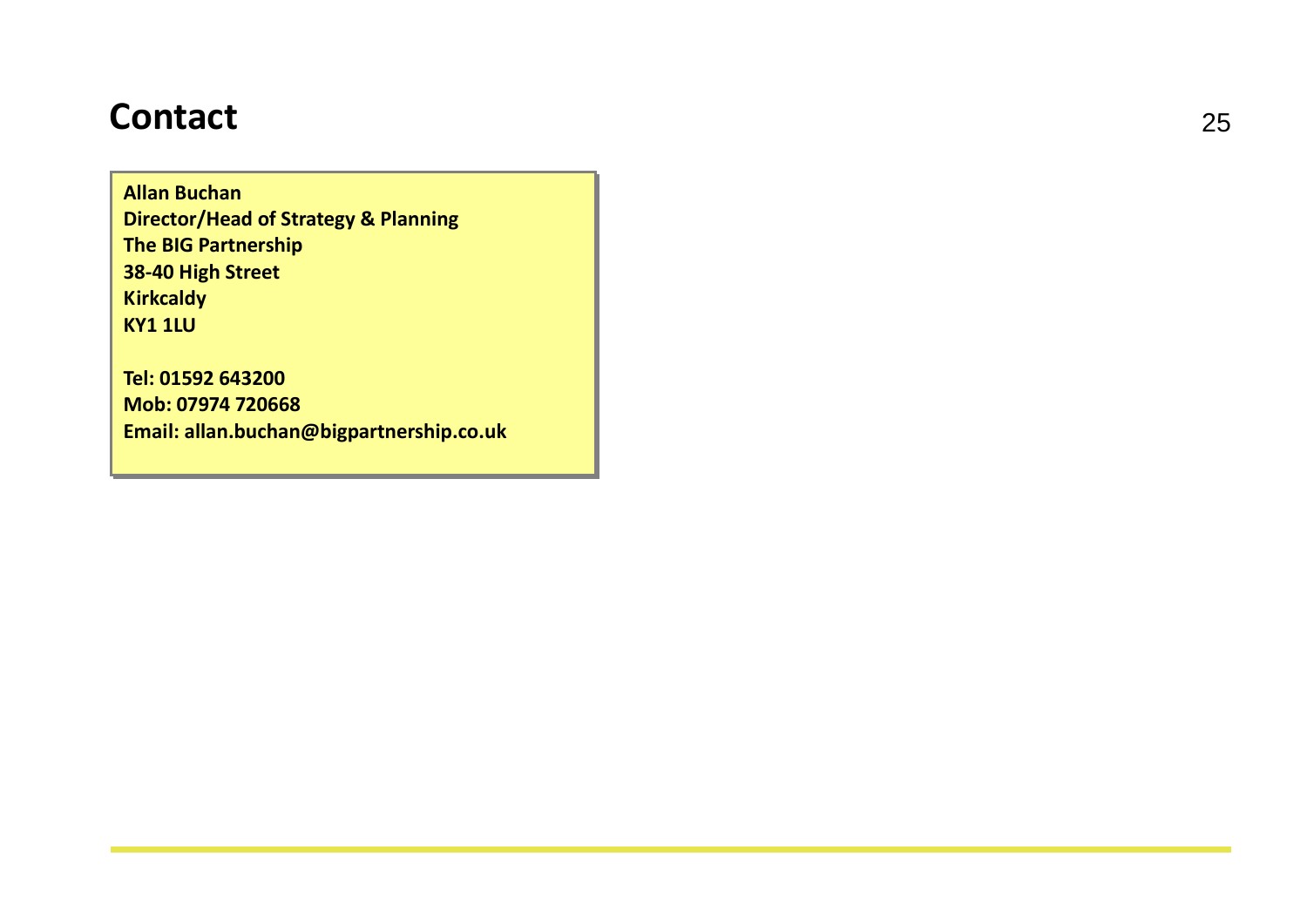# Contact

**Allan Buchan**
**Director/Head of Strategy & Planning**
**The BIG Partnership**
**38-40 High Street**
**Kirkcaldy**
**KY1 1LU**

**Tel: 01592 643200**
**Mob: 07974 720668**
**Email: allan.buchan@bigpartnership.co.uk**